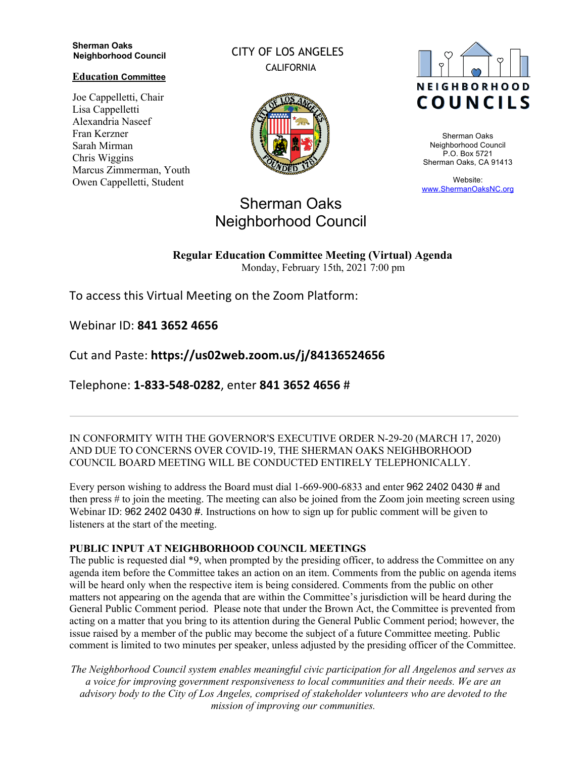**Sherman Oaks Neighborhood Council**

**Education Committee**

Joe Cappelletti, Chair
Lisa Cappelletti
Alexandria Naseef
Fran Kerzner
Sarah Mirman
Chris Wiggins
Marcus Zimmerman, Youth
Owen Cappelletti, Student

CITY OF LOS ANGELES
CALIFORNIA

NEIGHBORHOOD COUNCILS

Sherman Oaks Neighborhood Council
P.O. Box 5721
Sherman Oaks, CA 91413

Website:
www.ShermanOaksNC.org

# Sherman Oaks Neighborhood Council

**Regular Education Committee Meeting (Virtual) Agenda**
Monday, February 15th, 2021 7:00 pm

To access this Virtual Meeting on the Zoom Platform:

Webinar ID: **841 3652 4656**

Cut and Paste: **https://us02web.zoom.us/j/84136524656**

Telephone: **1-833-548-0282**, enter **841 3652 4656** #

---

IN CONFORMITY WITH THE GOVERNOR'S EXECUTIVE ORDER N-29-20 (MARCH 17, 2020) AND DUE TO CONCERNS OVER COVID-19, THE SHERMAN OAKS NEIGHBORHOOD COUNCIL BOARD MEETING WILL BE CONDUCTED ENTIRELY TELEPHONICALLY.

Every person wishing to address the Board must dial 1-669-900-6833 and enter 962 2402 0430 # and then press # to join the meeting. The meeting can also be joined from the Zoom join meeting screen using Webinar ID: 962 2402 0430 #. Instructions on how to sign up for public comment will be given to listeners at the start of the meeting.

**PUBLIC INPUT AT NEIGHBORHOOD COUNCIL MEETINGS**
The public is requested dial *9, when prompted by the presiding officer, to address the Committee on any agenda item before the Committee takes an action on an item. Comments from the public on agenda items will be heard only when the respective item is being considered. Comments from the public on other matters not appearing on the agenda that are within the Committee's jurisdiction will be heard during the General Public Comment period. Please note that under the Brown Act, the Committee is prevented from acting on a matter that you bring to its attention during the General Public Comment period; however, the issue raised by a member of the public may become the subject of a future Committee meeting. Public comment is limited to two minutes per speaker, unless adjusted by the presiding officer of the Committee.

*The Neighborhood Council system enables meaningful civic participation for all Angelenos and serves as a voice for improving government responsiveness to local communities and their needs. We are an advisory body to the City of Los Angeles, comprised of stakeholder volunteers who are devoted to the mission of improving our communities.*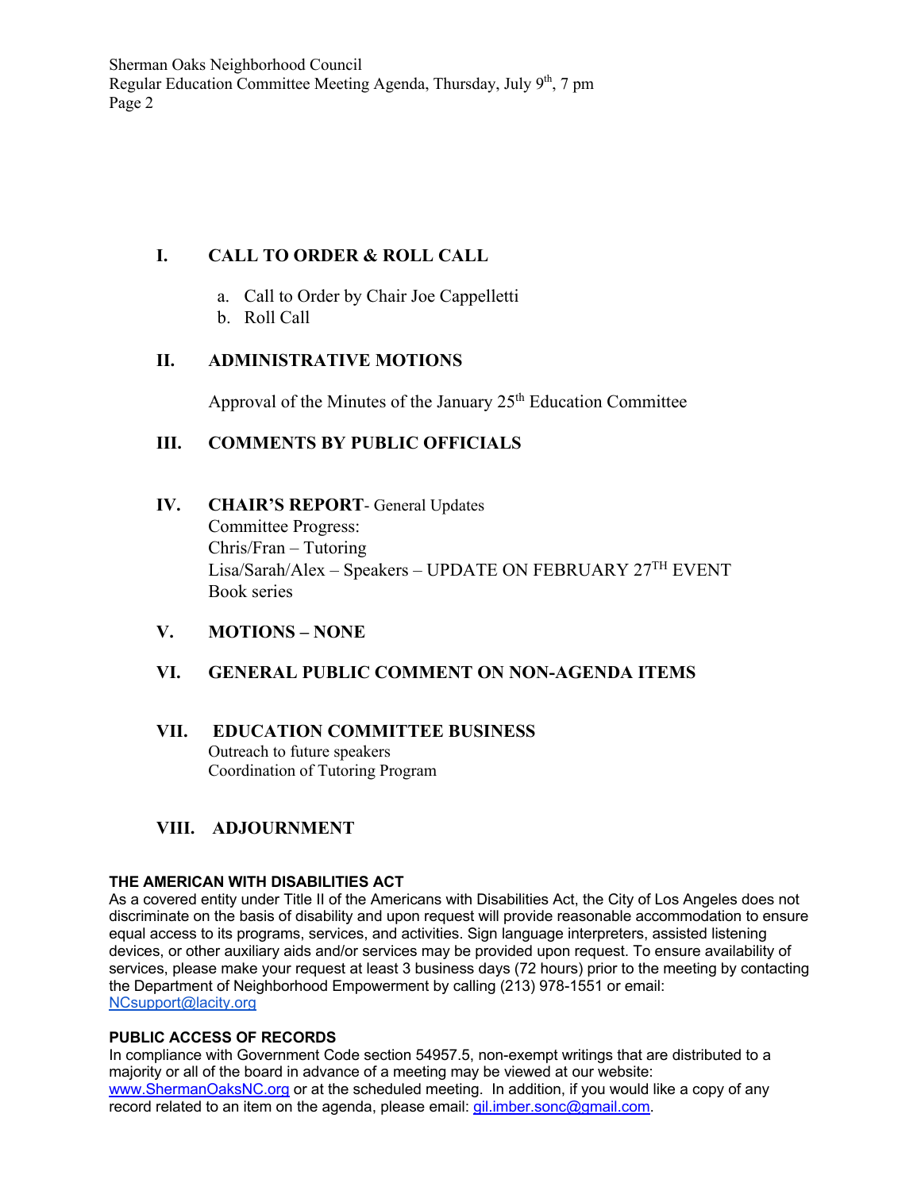## I. CALL TO ORDER & ROLL CALL

a. Call to Order by Chair Joe Cappelletti
b. Roll Call

## II. ADMINISTRATIVE MOTIONS

Approval of the Minutes of the January 25th Education Committee

## III. COMMENTS BY PUBLIC OFFICIALS

## IV. CHAIR'S REPORT- General Updates

Committee Progress:
Chris/Fran – Tutoring
Lisa/Sarah/Alex – Speakers – UPDATE ON FEBRUARY 27TH EVENT
Book series

## V. MOTIONS – NONE

## VI. GENERAL PUBLIC COMMENT ON NON-AGENDA ITEMS

## VII. EDUCATION COMMITTEE BUSINESS

Outreach to future speakers
Coordination of Tutoring Program

## VIII. ADJOURNMENT

**THE AMERICAN WITH DISABILITIES ACT**
As a covered entity under Title II of the Americans with Disabilities Act, the City of Los Angeles does not discriminate on the basis of disability and upon request will provide reasonable accommodation to ensure equal access to its programs, services, and activities. Sign language interpreters, assisted listening devices, or other auxiliary aids and/or services may be provided upon request. To ensure availability of services, please make your request at least 3 business days (72 hours) prior to the meeting by contacting the Department of Neighborhood Empowerment by calling (213) 978-1551 or email: NCsupport@lacity.org

**PUBLIC ACCESS OF RECORDS**
In compliance with Government Code section 54957.5, non-exempt writings that are distributed to a majority or all of the board in advance of a meeting may be viewed at our website: www.ShermanOaksNC.org or at the scheduled meeting. In addition, if you would like a copy of any record related to an item on the agenda, please email: gil.imber.sonc@gmail.com.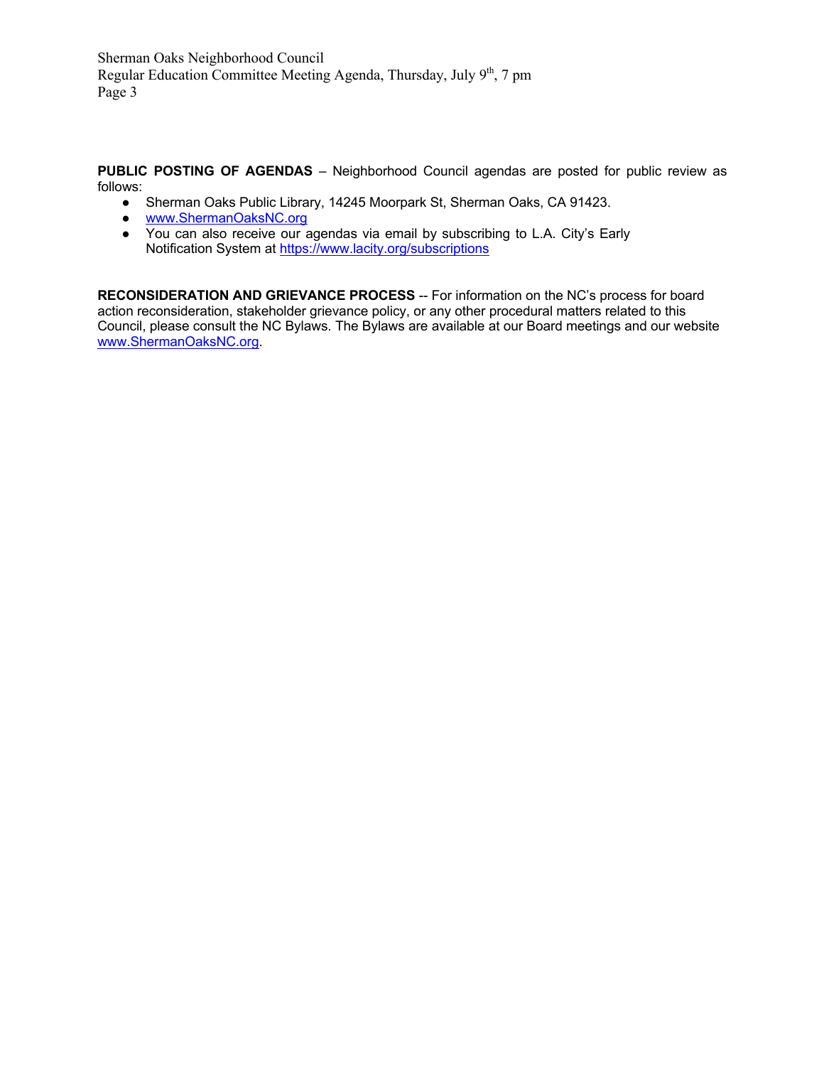**PUBLIC POSTING OF AGENDAS** – Neighborhood Council agendas are posted for public review as follows:

- Sherman Oaks Public Library, 14245 Moorpark St, Sherman Oaks, CA 91423.
- www.ShermanOaksNC.org
- You can also receive our agendas via email by subscribing to L.A. City's Early Notification System at https://www.lacity.org/subscriptions

**RECONSIDERATION AND GRIEVANCE PROCESS** -- For information on the NC's process for board action reconsideration, stakeholder grievance policy, or any other procedural matters related to this Council, please consult the NC Bylaws. The Bylaws are available at our Board meetings and our website www.ShermanOaksNC.org.